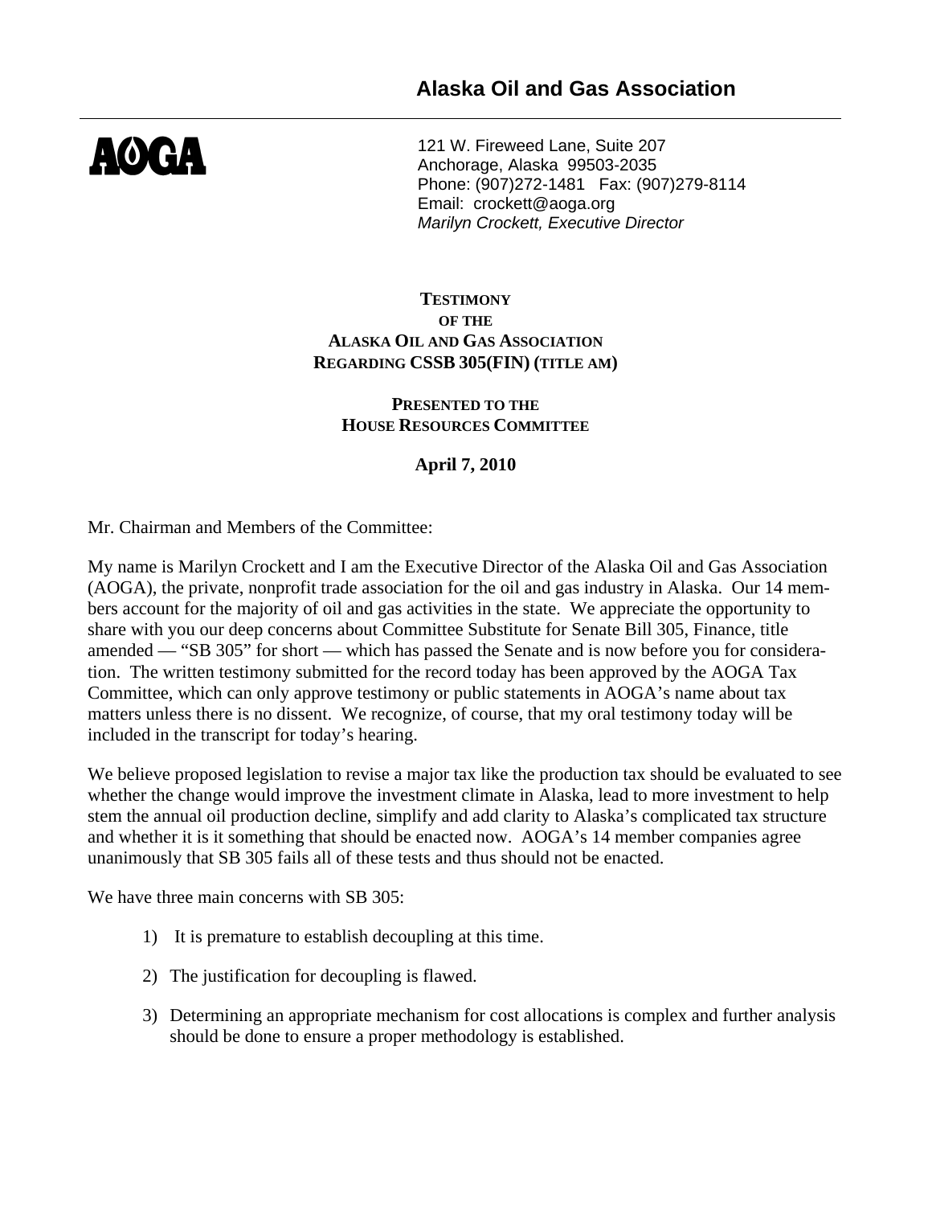# Alaska Oil and Gas Association

**AOGA**

121 W. Fireweed Lane, Suite 207
Anchorage, Alaska 99503-2035
Phone: (907)272-1481 Fax: (907)279-8114
Email: crockett@aoga.org
*Marilyn Crockett, Executive Director*

**TESTIMONY**
**OF THE**
**ALASKA OIL AND GAS ASSOCIATION**
**REGARDING CSSB 305(FIN) (TITLE AM)**

**PRESENTED TO THE**
**HOUSE RESOURCES COMMITTEE**

**April 7, 2010**

Mr. Chairman and Members of the Committee:

My name is Marilyn Crockett and I am the Executive Director of the Alaska Oil and Gas Association (AOGA), the private, nonprofit trade association for the oil and gas industry in Alaska. Our 14 members account for the majority of oil and gas activities in the state. We appreciate the opportunity to share with you our deep concerns about Committee Substitute for Senate Bill 305, Finance, title amended — "SB 305" for short — which has passed the Senate and is now before you for consideration. The written testimony submitted for the record today has been approved by the AOGA Tax Committee, which can only approve testimony or public statements in AOGA's name about tax matters unless there is no dissent. We recognize, of course, that my oral testimony today will be included in the transcript for today's hearing.

We believe proposed legislation to revise a major tax like the production tax should be evaluated to see whether the change would improve the investment climate in Alaska, lead to more investment to help stem the annual oil production decline, simplify and add clarity to Alaska's complicated tax structure and whether it is it something that should be enacted now. AOGA's 14 member companies agree unanimously that SB 305 fails all of these tests and thus should not be enacted.

We have three main concerns with SB 305:

1) It is premature to establish decoupling at this time.
2) The justification for decoupling is flawed.
3) Determining an appropriate mechanism for cost allocations is complex and further analysis should be done to ensure a proper methodology is established.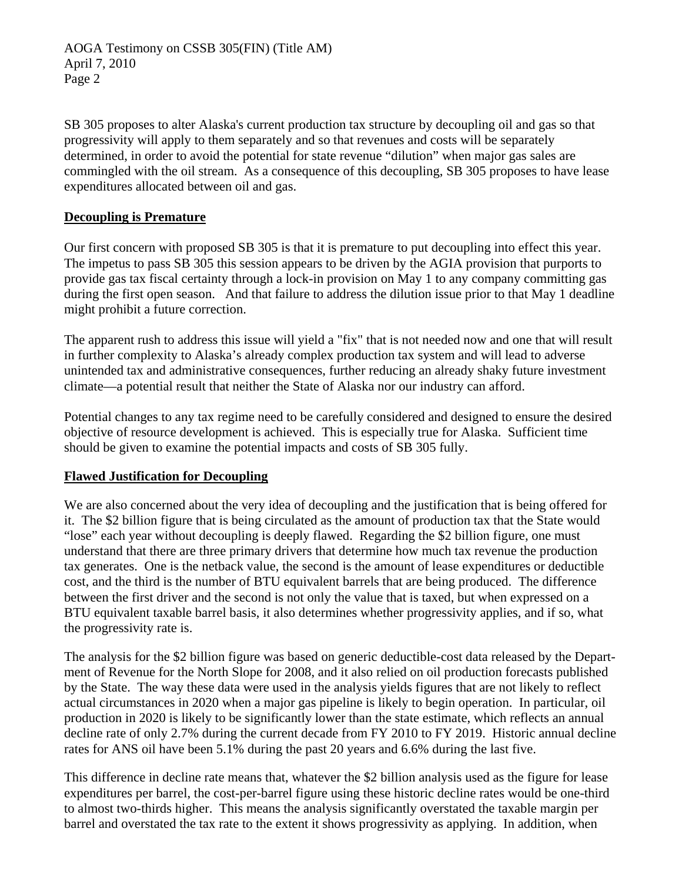SB 305 proposes to alter Alaska's current production tax structure by decoupling oil and gas so that progressivity will apply to them separately and so that revenues and costs will be separately determined, in order to avoid the potential for state revenue "dilution" when major gas sales are commingled with the oil stream. As a consequence of this decoupling, SB 305 proposes to have lease expenditures allocated between oil and gas.

**Decoupling is Premature**

Our first concern with proposed SB 305 is that it is premature to put decoupling into effect this year. The impetus to pass SB 305 this session appears to be driven by the AGIA provision that purports to provide gas tax fiscal certainty through a lock-in provision on May 1 to any company committing gas during the first open season. And that failure to address the dilution issue prior to that May 1 deadline might prohibit a future correction.

The apparent rush to address this issue will yield a "fix" that is not needed now and one that will result in further complexity to Alaska's already complex production tax system and will lead to adverse unintended tax and administrative consequences, further reducing an already shaky future investment climate—a potential result that neither the State of Alaska nor our industry can afford.

Potential changes to any tax regime need to be carefully considered and designed to ensure the desired objective of resource development is achieved. This is especially true for Alaska. Sufficient time should be given to examine the potential impacts and costs of SB 305 fully.

**Flawed Justification for Decoupling**

We are also concerned about the very idea of decoupling and the justification that is being offered for it. The $2 billion figure that is being circulated as the amount of production tax that the State would "lose" each year without decoupling is deeply flawed. Regarding the $2 billion figure, one must understand that there are three primary drivers that determine how much tax revenue the production tax generates. One is the netback value, the second is the amount of lease expenditures or deductible cost, and the third is the number of BTU equivalent barrels that are being produced. The difference between the first driver and the second is not only the value that is taxed, but when expressed on a BTU equivalent taxable barrel basis, it also determines whether progressivity applies, and if so, what the progressivity rate is.

The analysis for the $2 billion figure was based on generic deductible-cost data released by the Department of Revenue for the North Slope for 2008, and it also relied on oil production forecasts published by the State. The way these data were used in the analysis yields figures that are not likely to reflect actual circumstances in 2020 when a major gas pipeline is likely to begin operation. In particular, oil production in 2020 is likely to be significantly lower than the state estimate, which reflects an annual decline rate of only 2.7% during the current decade from FY 2010 to FY 2019. Historic annual decline rates for ANS oil have been 5.1% during the past 20 years and 6.6% during the last five.

This difference in decline rate means that, whatever the $2 billion analysis used as the figure for lease expenditures per barrel, the cost-per-barrel figure using these historic decline rates would be one-third to almost two-thirds higher. This means the analysis significantly overstated the taxable margin per barrel and overstated the tax rate to the extent it shows progressivity as applying. In addition, when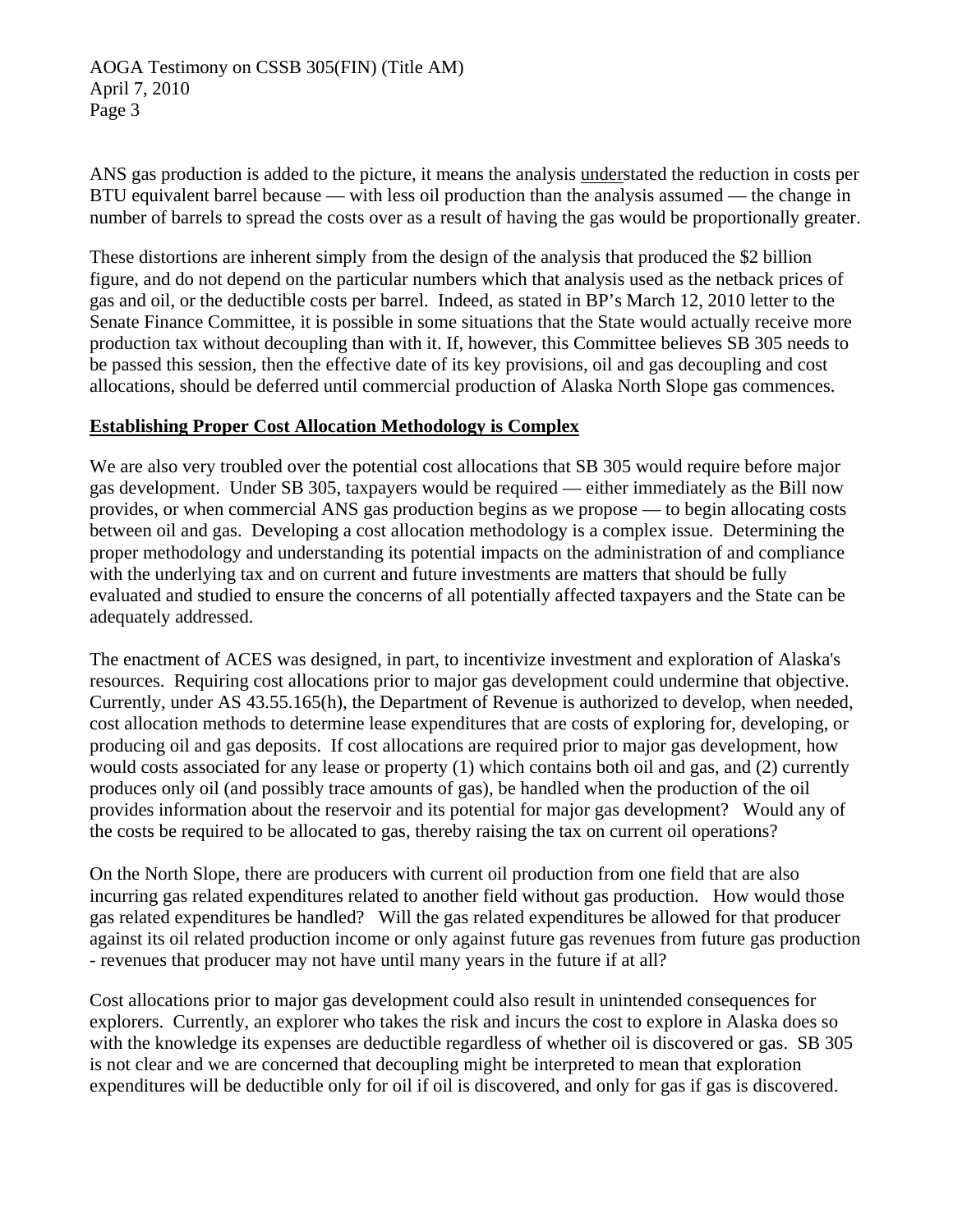ANS gas production is added to the picture, it means the analysis <u>under</u>stated the reduction in costs per BTU equivalent barrel because — with less oil production than the analysis assumed — the change in number of barrels to spread the costs over as a result of having the gas would be proportionally greater.

These distortions are inherent simply from the design of the analysis that produced the $2 billion figure, and do not depend on the particular numbers which that analysis used as the netback prices of gas and oil, or the deductible costs per barrel. Indeed, as stated in BP's March 12, 2010 letter to the Senate Finance Committee, it is possible in some situations that the State would actually receive more production tax without decoupling than with it. If, however, this Committee believes SB 305 needs to be passed this session, then the effective date of its key provisions, oil and gas decoupling and cost allocations, should be deferred until commercial production of Alaska North Slope gas commences.

**<u>Establishing Proper Cost Allocation Methodology is Complex</u>**

We are also very troubled over the potential cost allocations that SB 305 would require before major gas development. Under SB 305, taxpayers would be required — either immediately as the Bill now provides, or when commercial ANS gas production begins as we propose — to begin allocating costs between oil and gas. Developing a cost allocation methodology is a complex issue. Determining the proper methodology and understanding its potential impacts on the administration of and compliance with the underlying tax and on current and future investments are matters that should be fully evaluated and studied to ensure the concerns of all potentially affected taxpayers and the State can be adequately addressed.

The enactment of ACES was designed, in part, to incentivize investment and exploration of Alaska's resources. Requiring cost allocations prior to major gas development could undermine that objective. Currently, under AS 43.55.165(h), the Department of Revenue is authorized to develop, when needed, cost allocation methods to determine lease expenditures that are costs of exploring for, developing, or producing oil and gas deposits. If cost allocations are required prior to major gas development, how would costs associated for any lease or property (1) which contains both oil and gas, and (2) currently produces only oil (and possibly trace amounts of gas), be handled when the production of the oil provides information about the reservoir and its potential for major gas development? Would any of the costs be required to be allocated to gas, thereby raising the tax on current oil operations?

On the North Slope, there are producers with current oil production from one field that are also incurring gas related expenditures related to another field without gas production. How would those gas related expenditures be handled? Will the gas related expenditures be allowed for that producer against its oil related production income or only against future gas revenues from future gas production - revenues that producer may not have until many years in the future if at all?

Cost allocations prior to major gas development could also result in unintended consequences for explorers. Currently, an explorer who takes the risk and incurs the cost to explore in Alaska does so with the knowledge its expenses are deductible regardless of whether oil is discovered or gas. SB 305 is not clear and we are concerned that decoupling might be interpreted to mean that exploration expenditures will be deductible only for oil if oil is discovered, and only for gas if gas is discovered.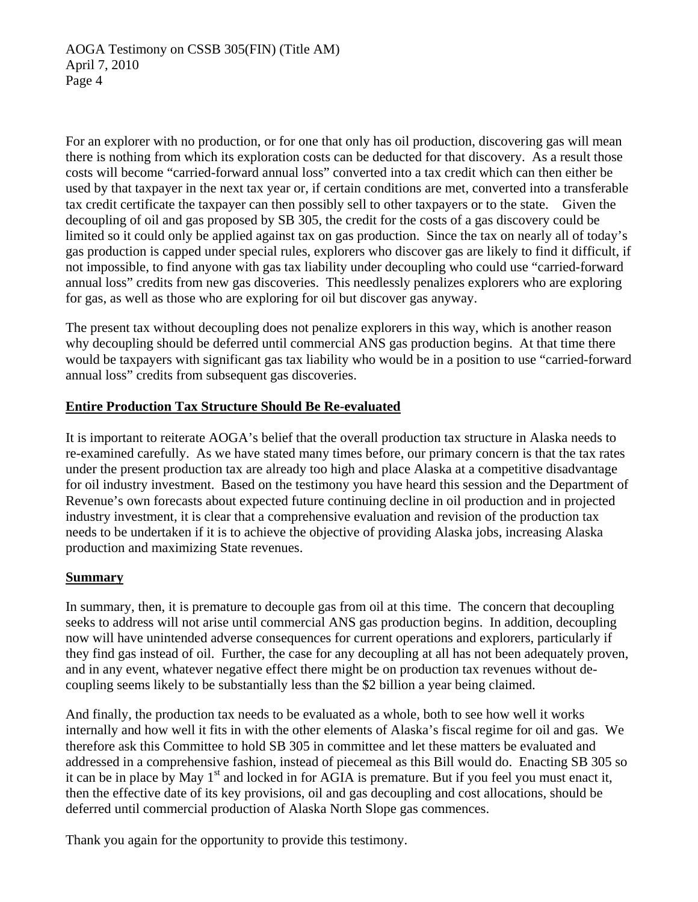For an explorer with no production, or for one that only has oil production, discovering gas will mean there is nothing from which its exploration costs can be deducted for that discovery. As a result those costs will become "carried-forward annual loss" converted into a tax credit which can then either be used by that taxpayer in the next tax year or, if certain conditions are met, converted into a transferable tax credit certificate the taxpayer can then possibly sell to other taxpayers or to the state. Given the decoupling of oil and gas proposed by SB 305, the credit for the costs of a gas discovery could be limited so it could only be applied against tax on gas production. Since the tax on nearly all of today's gas production is capped under special rules, explorers who discover gas are likely to find it difficult, if not impossible, to find anyone with gas tax liability under decoupling who could use "carried-forward annual loss" credits from new gas discoveries. This needlessly penalizes explorers who are exploring for gas, as well as those who are exploring for oil but discover gas anyway.

The present tax without decoupling does not penalize explorers in this way, which is another reason why decoupling should be deferred until commercial ANS gas production begins. At that time there would be taxpayers with significant gas tax liability who would be in a position to use "carried-forward annual loss" credits from subsequent gas discoveries.

**Entire Production Tax Structure Should Be Re-evaluated**

It is important to reiterate AOGA's belief that the overall production tax structure in Alaska needs to re-examined carefully. As we have stated many times before, our primary concern is that the tax rates under the present production tax are already too high and place Alaska at a competitive disadvantage for oil industry investment. Based on the testimony you have heard this session and the Department of Revenue's own forecasts about expected future continuing decline in oil production and in projected industry investment, it is clear that a comprehensive evaluation and revision of the production tax needs to be undertaken if it is to achieve the objective of providing Alaska jobs, increasing Alaska production and maximizing State revenues.

**Summary**

In summary, then, it is premature to decouple gas from oil at this time. The concern that decoupling seeks to address will not arise until commercial ANS gas production begins. In addition, decoupling now will have unintended adverse consequences for current operations and explorers, particularly if they find gas instead of oil. Further, the case for any decoupling at all has not been adequately proven, and in any event, whatever negative effect there might be on production tax revenues without de-coupling seems likely to be substantially less than the $2 billion a year being claimed.

And finally, the production tax needs to be evaluated as a whole, both to see how well it works internally and how well it fits in with the other elements of Alaska's fiscal regime for oil and gas. We therefore ask this Committee to hold SB 305 in committee and let these matters be evaluated and addressed in a comprehensive fashion, instead of piecemeal as this Bill would do. Enacting SB 305 so it can be in place by May 1st and locked in for AGIA is premature. But if you feel you must enact it, then the effective date of its key provisions, oil and gas decoupling and cost allocations, should be deferred until commercial production of Alaska North Slope gas commences.

Thank you again for the opportunity to provide this testimony.